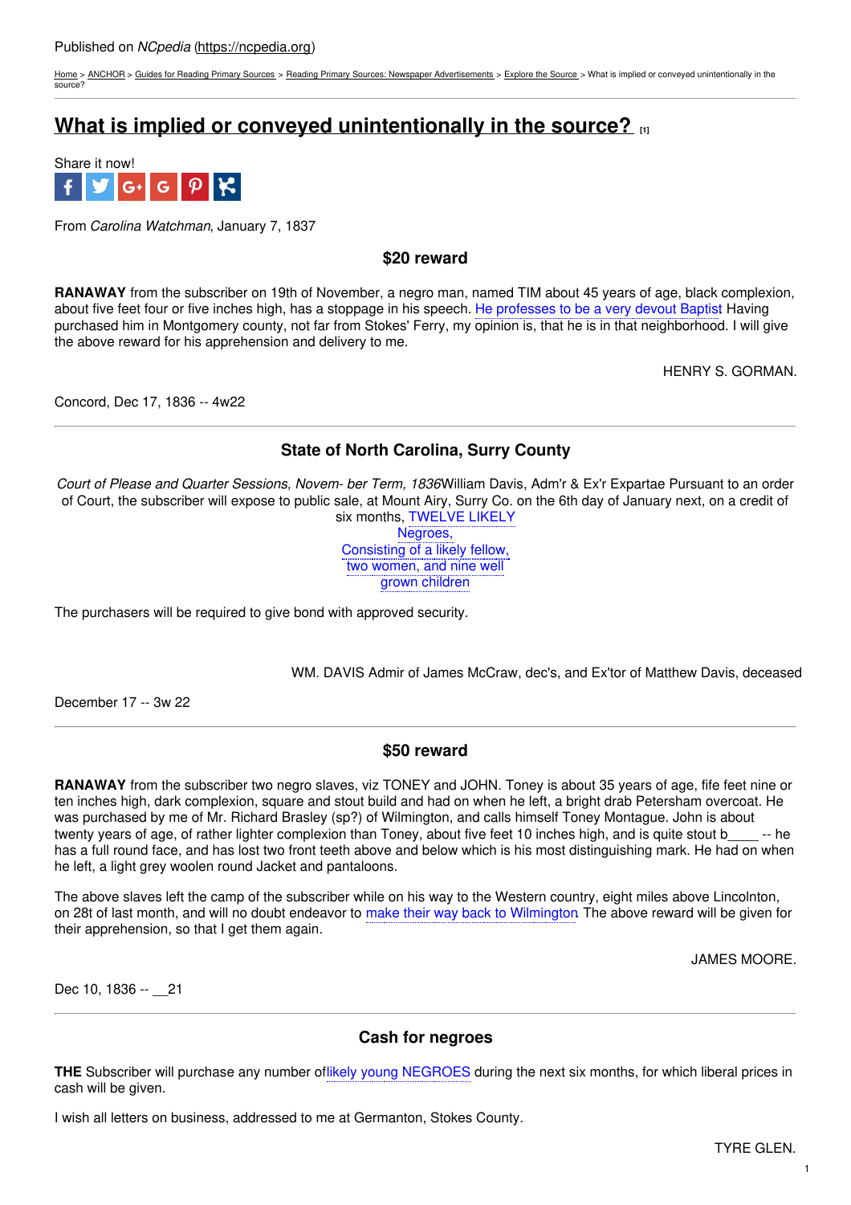Published on *NCpedia* (https://ncpedia.org)

Home > ANCHOR > Guides for Reading Primary Sources > Reading Primary Sources: Newspaper Advertisements > Explore the Source > What is implied or conveyed unintentionally in the source?

# What is implied or conveyed unintentionally in the source? [1]

Share it now!

From *Carolina Watchman*, January 7, 1837

### $20 reward

**RANAWAY** from the subscriber on 19th of November, a negro man, named TIM about 45 years of age, black complexion, about five feet four or five inches high, has a stoppage in his speech. He professes to be a very devout Baptist Having purchased him in Montgomery county, not far from Stokes' Ferry, my opinion is, that he is in that neighborhood. I will give the above reward for his apprehension and delivery to me.

HENRY S. GORMAN.

Concord, Dec 17, 1836 -- 4w22

---

### State of North Carolina, Surry County

*Court of Please and Quarter Sessions, Novem- ber Term, 1836*William Davis, Adm'r & Ex'r Expartae Pursuant to an order of Court, the subscriber will expose to public sale, at Mount Airy, Surry Co. on the 6th day of January next, on a credit of six months, TWELVE LIKELY Negroes, Consisting of a likely fellow, two women, and nine well grown children

The purchasers will be required to give bond with approved security.

WM. DAVIS Admir of James McCraw, dec's, and Ex'tor of Matthew Davis, deceased

December 17 -- 3w 22

---

### $50 reward

**RANAWAY** from the subscriber two negro slaves, viz TONEY and JOHN. Toney is about 35 years of age, fife feet nine or ten inches high, dark complexion, square and stout build and had on when he left, a bright drab Petersham overcoat. He was purchased by me of Mr. Richard Brasley (sp?) of Wilmington, and calls himself Toney Montague. John is about twenty years of age, of rather lighter complexion than Toney, about five feet 10 inches high, and is quite stout b____ -- he has a full round face, and has lost two front teeth above and below which is his most distinguishing mark. He had on when he left, a light grey woolen round Jacket and pantaloons.

The above slaves left the camp of the subscriber while on his way to the Western country, eight miles above Lincolnton, on 28t of last month, and will no doubt endeavor to make their way back to Wilmington The above reward will be given for their apprehension, so that I get them again.

JAMES MOORE.

Dec 10, 1836 -- __21

---

### Cash for negroes

**THE** Subscriber will purchase any number oflikely young NEGROES during the next six months, for which liberal prices in cash will be given.

I wish all letters on business, addressed to me at Germanton, Stokes County.

TYRE GLEN.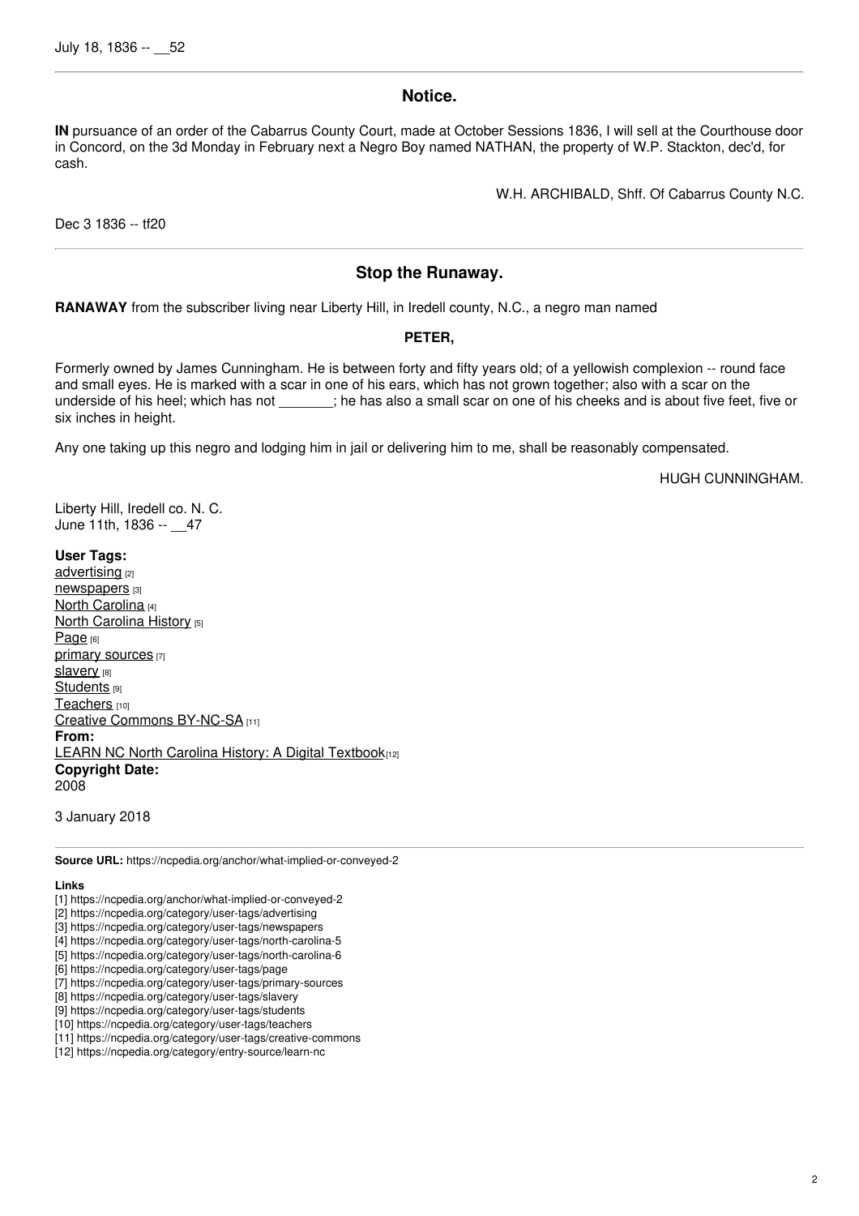July 18, 1836 -- __52

## Notice.

**IN** pursuance of an order of the Cabarrus County Court, made at October Sessions 1836, I will sell at the Courthouse door in Concord, on the 3d Monday in February next a Negro Boy named NATHAN, the property of W.P. Stackton, dec'd, for cash.

W.H. ARCHIBALD, Shff. Of Cabarrus County N.C.

Dec 3 1836 -- tf20

## Stop the Runaway.

**RANAWAY** from the subscriber living near Liberty Hill, in Iredell county, N.C., a negro man named

**PETER,**

Formerly owned by James Cunningham. He is between forty and fifty years old; of a yellowish complexion -- round face and small eyes. He is marked with a scar in one of his ears, which has not grown together; also with a scar on the underside of his heel; which has not _______; he has also a small scar on one of his cheeks and is about five feet, five or six inches in height.

Any one taking up this negro and lodging him in jail or delivering him to me, shall be reasonably compensated.

HUGH CUNNINGHAM.

Liberty Hill, Iredell co. N. C.
June 11th, 1836 -- __47

**User Tags:**
advertising [2]
newspapers [3]
North Carolina [4]
North Carolina History [5]
Page [6]
primary sources [7]
slavery [8]
Students [9]
Teachers [10]
Creative Commons BY-NC-SA [11]
**From:**
LEARN NC North Carolina History: A Digital Textbook[12]
**Copyright Date:**
2008

3 January 2018

**Source URL:** https://ncpedia.org/anchor/what-implied-or-conveyed-2

**Links**
[1] https://ncpedia.org/anchor/what-implied-or-conveyed-2
[2] https://ncpedia.org/category/user-tags/advertising
[3] https://ncpedia.org/category/user-tags/newspapers
[4] https://ncpedia.org/category/user-tags/north-carolina-5
[5] https://ncpedia.org/category/user-tags/north-carolina-6
[6] https://ncpedia.org/category/user-tags/page
[7] https://ncpedia.org/category/user-tags/primary-sources
[8] https://ncpedia.org/category/user-tags/slavery
[9] https://ncpedia.org/category/user-tags/students
[10] https://ncpedia.org/category/user-tags/teachers
[11] https://ncpedia.org/category/user-tags/creative-commons
[12] https://ncpedia.org/category/entry-source/learn-nc